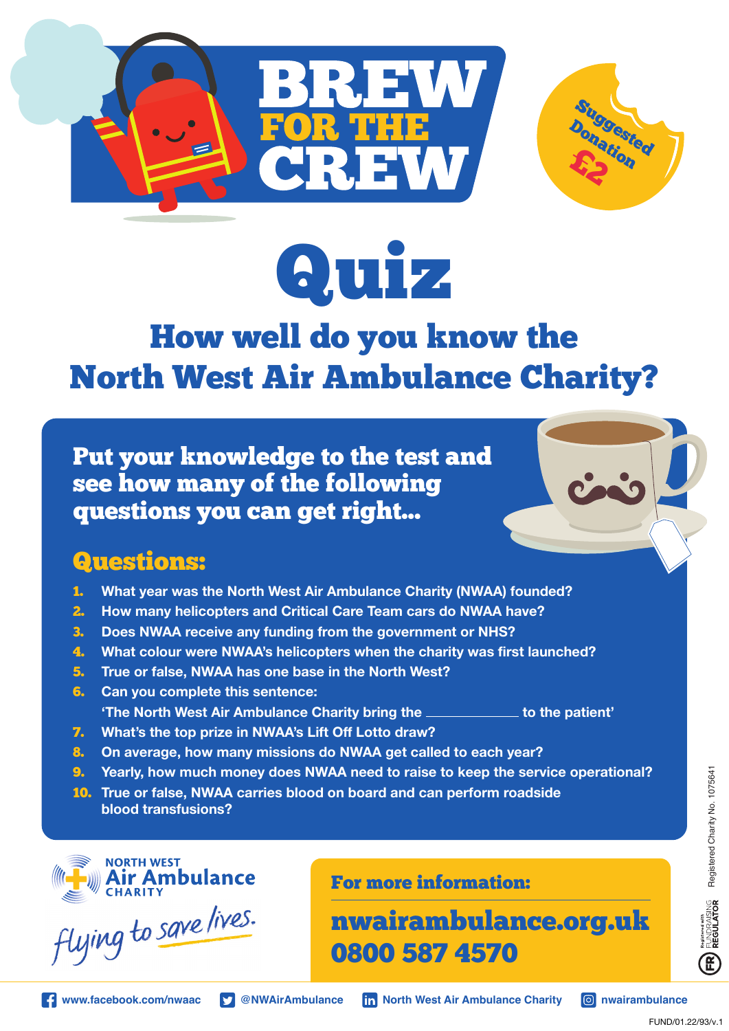# BREW FOR THE CREW

Suggested Donation £2

# Quiz

## How well do you know the North West Air Ambulance Charity?

**Put your knowledge to the test and see how many of the following questions you can get right...**

### Questions:

1. What year was the North West Air Ambulance Charity (NWAA) founded?
2. How many helicopters and Critical Care Team cars do NWAA have?
3. Does NWAA receive any funding from the government or NHS?
4. What colour were NWAA's helicopters when the charity was first launched?
5. True or false, NWAA has one base in the North West?
6. Can you complete this sentence:
   'The North West Air Ambulance Charity bring the ____________ to the patient'
7. What's the top prize in NWAA's Lift Off Lotto draw?
8. On average, how many missions do NWAA get called to each year?
9. Yearly, how much money does NWAA need to raise to keep the service operational?
10. True or false, NWAA carries blood on board and can perform roadside blood transfusions?

NORTH WEST Air Ambulance CHARITY

*flying to save lives.*

**For more information:**

**nwairambulance.org.uk**
**0800 587 4570**

Registered Charity No. 1075641

Registered with FUNDRAISING REGULATOR

www.facebook.com/nwaac | @NWAirAmbulance | North West Air Ambulance Charity | nwairambulance

FUND/01.22/93/v.1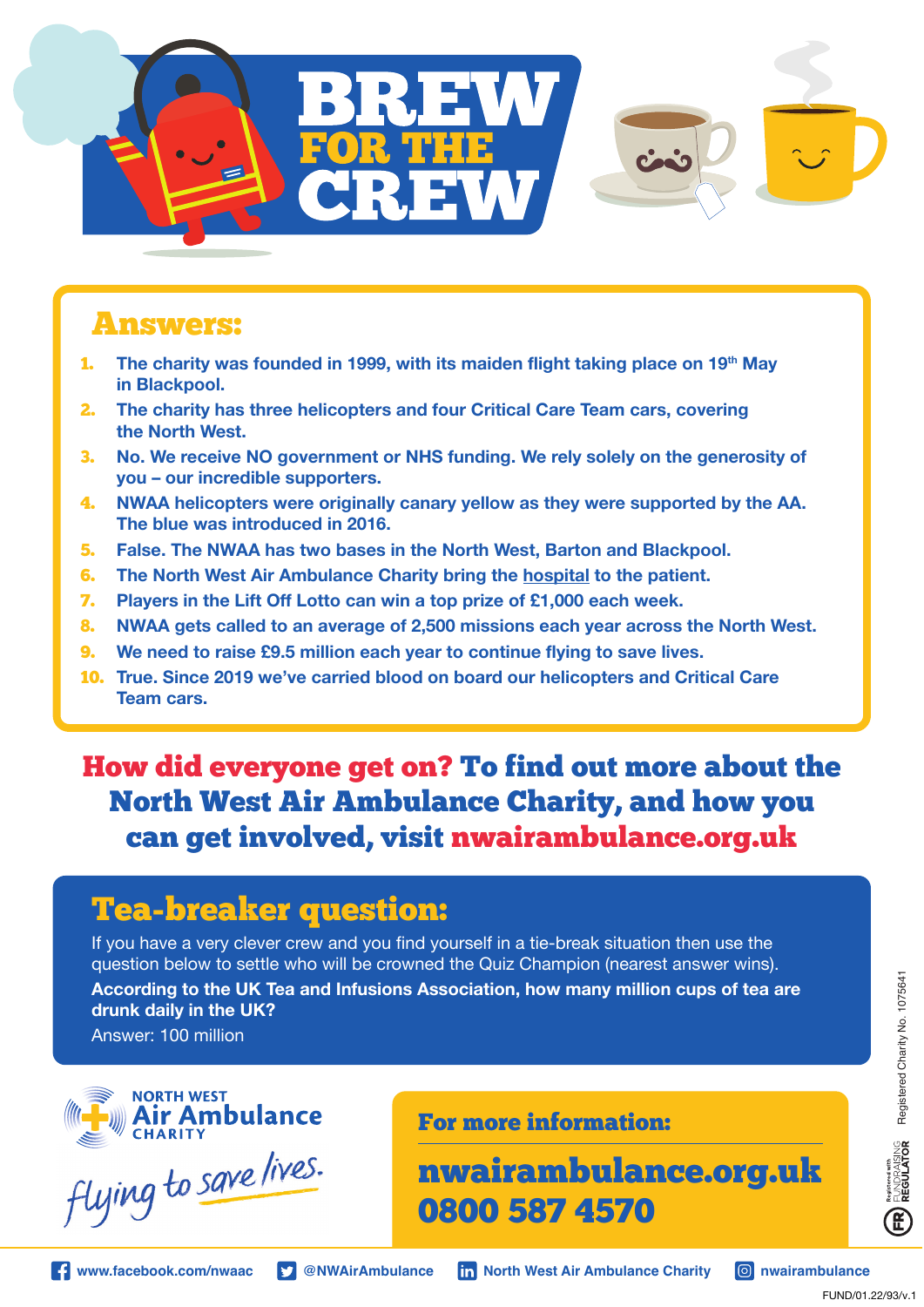# BREW FOR THE CREW

## Answers:

1. The charity was founded in 1999, with its maiden flight taking place on 19th May in Blackpool.
2. The charity has three helicopters and four Critical Care Team cars, covering the North West.
3. No. We receive NO government or NHS funding. We rely solely on the generosity of you – our incredible supporters.
4. NWAA helicopters were originally canary yellow as they were supported by the AA. The blue was introduced in 2016.
5. False. The NWAA has two bases in the North West, Barton and Blackpool.
6. The North West Air Ambulance Charity bring the hospital to the patient.
7. Players in the Lift Off Lotto can win a top prize of £1,000 each week.
8. NWAA gets called to an average of 2,500 missions each year across the North West.
9. We need to raise £9.5 million each year to continue flying to save lives.
10. True. Since 2019 we've carried blood on board our helicopters and Critical Care Team cars.

**How did everyone get on? To find out more about the North West Air Ambulance Charity, and how you can get involved, visit nwairambulance.org.uk**

## Tea-breaker question:

If you have a very clever crew and you find yourself in a tie-break situation then use the question below to settle who will be crowned the Quiz Champion (nearest answer wins).

**According to the UK Tea and Infusions Association, how many million cups of tea are drunk daily in the UK?**

Answer: 100 million

North West Air Ambulance Charity

*flying to save lives.*

**For more information:**

**nwairambulance.org.uk**
**0800 587 4570**

Registered Charity No. 1075641

Registered with Fundraising Regulator

www.facebook.com/nwaac | @NWAirAmbulance | North West Air Ambulance Charity | nwairambulance

FUND/01.22/93/v.1